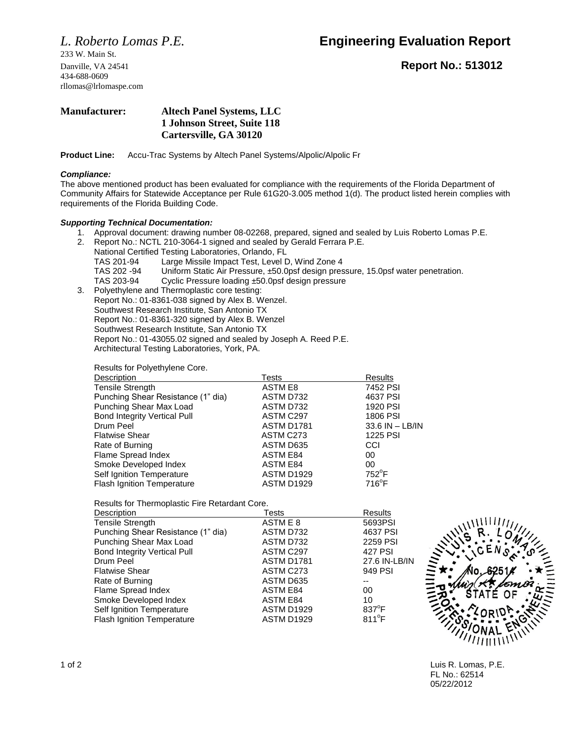*L. Roberto Lomas P.E.*

233 W. Main St.
Danville, VA 24541
434-688-0609
rllomas@lrlomaspe.com

# Engineering Evaluation Report

## Report No.: 513012

**Manufacturer:** **Altech Panel Systems, LLC**
**1 Johnson Street, Suite 118**
**Cartersville, GA 30120**

**Product Line:** Accu-Trac Systems by Altech Panel Systems/Alpolic/Alpolic Fr

***Compliance:***

The above mentioned product has been evaluated for compliance with the requirements of the Florida Department of Community Affairs for Statewide Acceptance per Rule 61G20-3.005 method 1(d). The product listed herein complies with requirements of the Florida Building Code.

***Supporting Technical Documentation:***

1. Approval document: drawing number 08-02268, prepared, signed and sealed by Luis Roberto Lomas P.E.
2. Report No.: NCTL 210-3064-1 signed and sealed by Gerald Ferrara P.E.
   National Certified Testing Laboratories, Orlando, FL
   TAS 201-94 Large Missile Impact Test, Level D, Wind Zone 4
   TAS 202 -94 Uniform Static Air Pressure, ±50.0psf design pressure, 15.0psf water penetration.
   TAS 203-94 Cyclic Pressure loading ±50.0psf design pressure
3. Polyethylene and Thermoplastic core testing:
   Report No.: 01-8361-038 signed by Alex B. Wenzel.
   Southwest Research Institute, San Antonio TX
   Report No.: 01-8361-320 signed by Alex B. Wenzel
   Southwest Research Institute, San Antonio TX
   Report No.: 01-43055.02 signed and sealed by Joseph A. Reed P.E.
   Architectural Testing Laboratories, York, PA.

Results for Polyethylene Core.

| Description | Tests | Results |
|---|---|---|
| Tensile Strength | ASTM E8 | 7452 PSI |
| Punching Shear Resistance (1" dia) | ASTM D732 | 4637 PSI |
| Punching Shear Max Load | ASTM D732 | 1920 PSI |
| Bond Integrity Vertical Pull | ASTM C297 | 1806 PSI |
| Drum Peel | ASTM D1781 | 33.6 IN – LB/IN |
| Flatwise Shear | ASTM C273 | 1225 PSI |
| Rate of Burning | ASTM D635 | CCI |
| Flame Spread Index | ASTM E84 | 00 |
| Smoke Developed Index | ASTM E84 | 00 |
| Self Ignition Temperature | ASTM D1929 | 752°F |
| Flash Ignition Temperature | ASTM D1929 | 716°F |

Results for Thermoplastic Fire Retardant Core.

| Description | Tests | Results |
|---|---|---|
| Tensile Strength | ASTM E 8 | 5693PSI |
| Punching Shear Resistance (1" dia) | ASTM D732 | 4637 PSI |
| Punching Shear Max Load | ASTM D732 | 2259 PSI |
| Bond Integrity Vertical Pull | ASTM C297 | 427 PSI |
| Drum Peel | ASTM D1781 | 27.6 IN-LB/IN |
| Flatwise Shear | ASTM C273 | 949 PSI |
| Rate of Burning | ASTM D635 | -- |
| Flame Spread Index | ASTM E84 | 00 |
| Smoke Developed Index | ASTM E84 | 10 |
| Self Ignition Temperature | ASTM D1929 | 837°F |
| Flash Ignition Temperature | ASTM D1929 | 811°F |

LUIS R. LOMAS
LICENSE
No. 62514
STATE OF FLORIDA
PROFESSIONAL ENGINEER

Luis R. Lomas, P.E.
FL No.: 62514
05/22/2012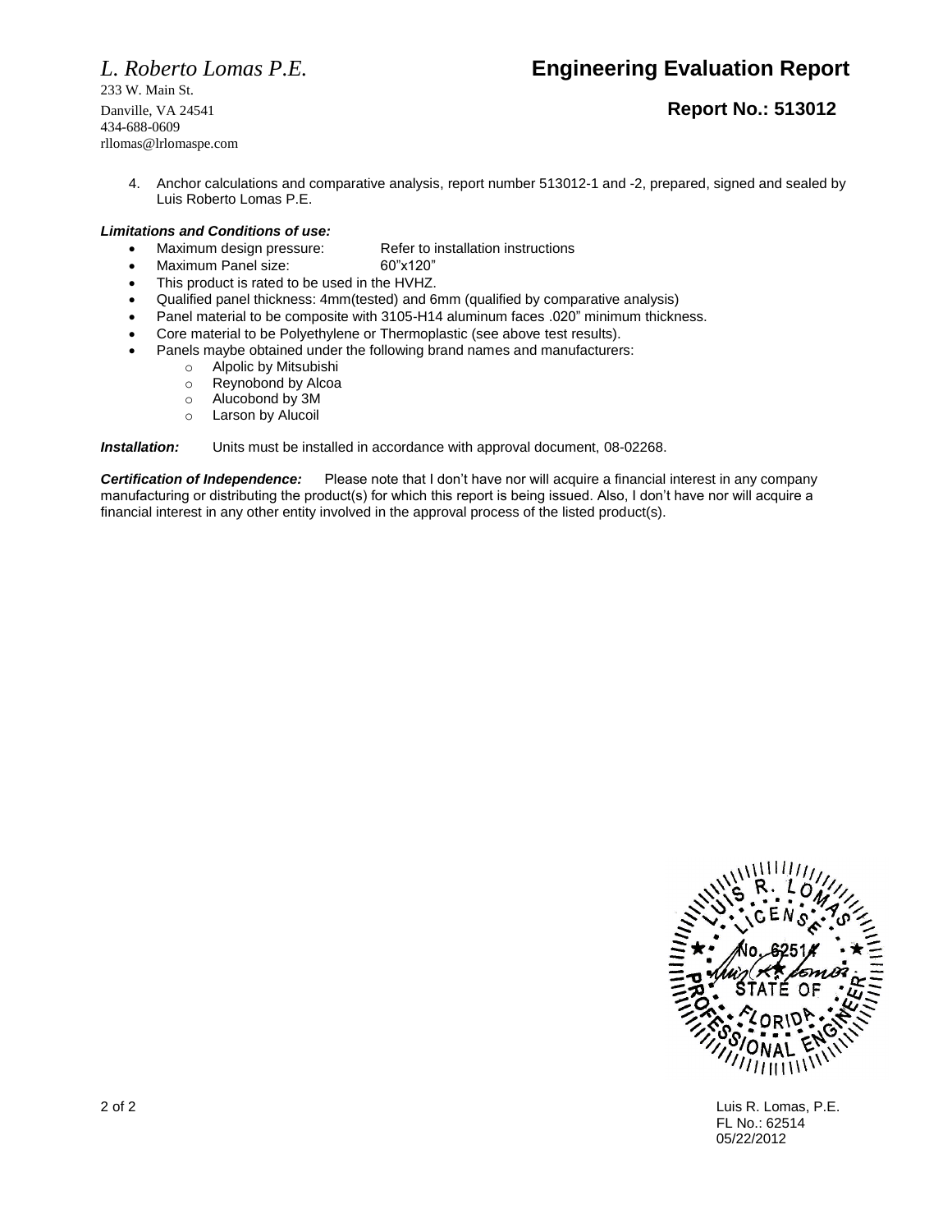*L. Roberto Lomas P.E.*
233 W. Main St.
Danville, VA 24541
434-688-0609
rllomas@lrlomaspe.com

# Engineering Evaluation Report

## Report No.: 513012

4. Anchor calculations and comparative analysis, report number 513012-1 and -2, prepared, signed and sealed by Luis Roberto Lomas P.E.

***Limitations and Conditions of use:***

- Maximum design pressure: Refer to installation instructions
- Maximum Panel size: 60"x120"
- This product is rated to be used in the HVHZ.
- Qualified panel thickness: 4mm(tested) and 6mm (qualified by comparative analysis)
- Panel material to be composite with 3105-H14 aluminum faces .020" minimum thickness.
- Core material to be Polyethylene or Thermoplastic (see above test results).
- Panels maybe obtained under the following brand names and manufacturers:
  - Alpolic by Mitsubishi
  - Reynobond by Alcoa
  - Alucobond by 3M
  - Larson by Alucoil

***Installation:*** Units must be installed in accordance with approval document, 08-02268.

***Certification of Independence:*** Please note that I don't have nor will acquire a financial interest in any company manufacturing or distributing the product(s) for which this report is being issued. Also, I don't have nor will acquire a financial interest in any other entity involved in the approval process of the listed product(s).

LUIS R. LOMAS
LICENSE
No. 62514
STATE OF FLORIDA
PROFESSIONAL ENGINEER

Luis R. Lomas, P.E.
FL No.: 62514
05/22/2012